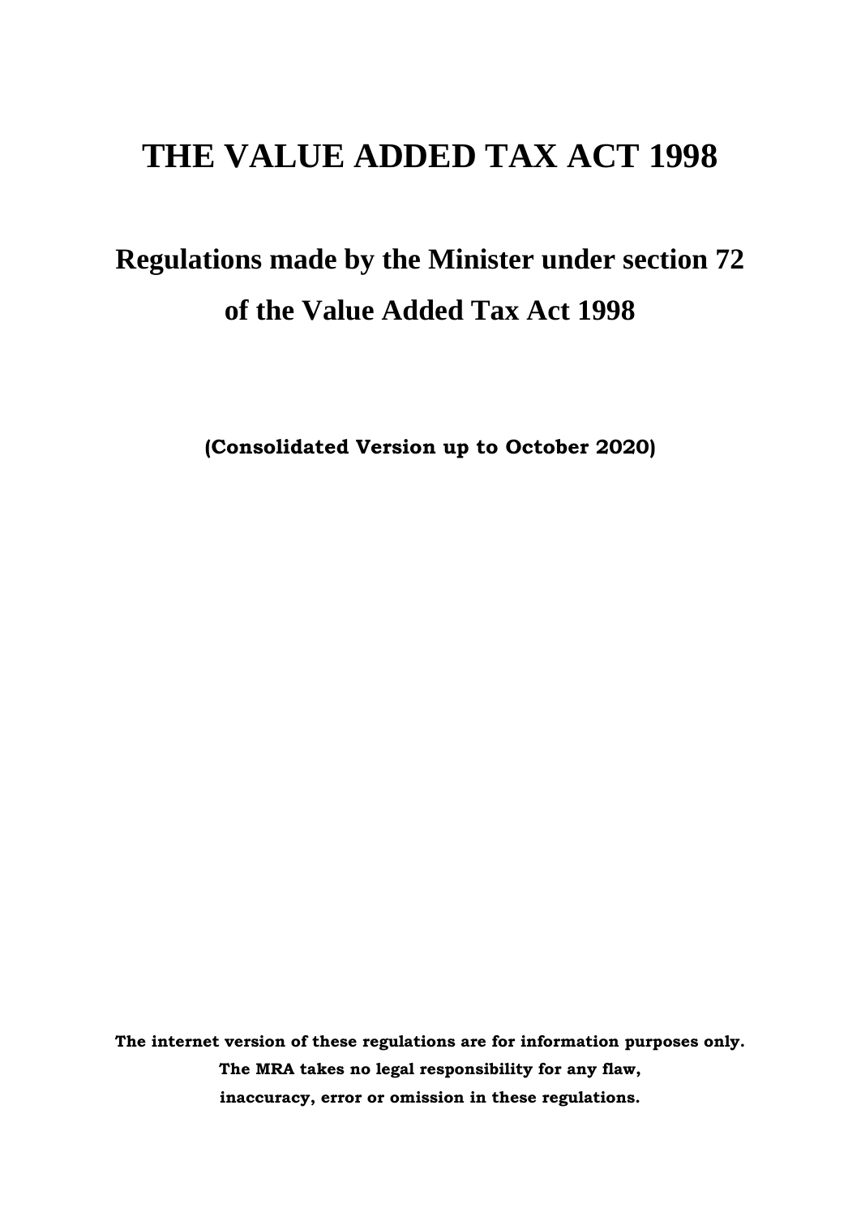# THE VALUE ADDED TAX ACT 1998

## Regulations made by the Minister under section 72 of the Value Added Tax Act 1998

**(Consolidated Version up to October 2020)**

**The internet version of these regulations are for information purposes only. The MRA takes no legal responsibility for any flaw, inaccuracy, error or omission in these regulations.**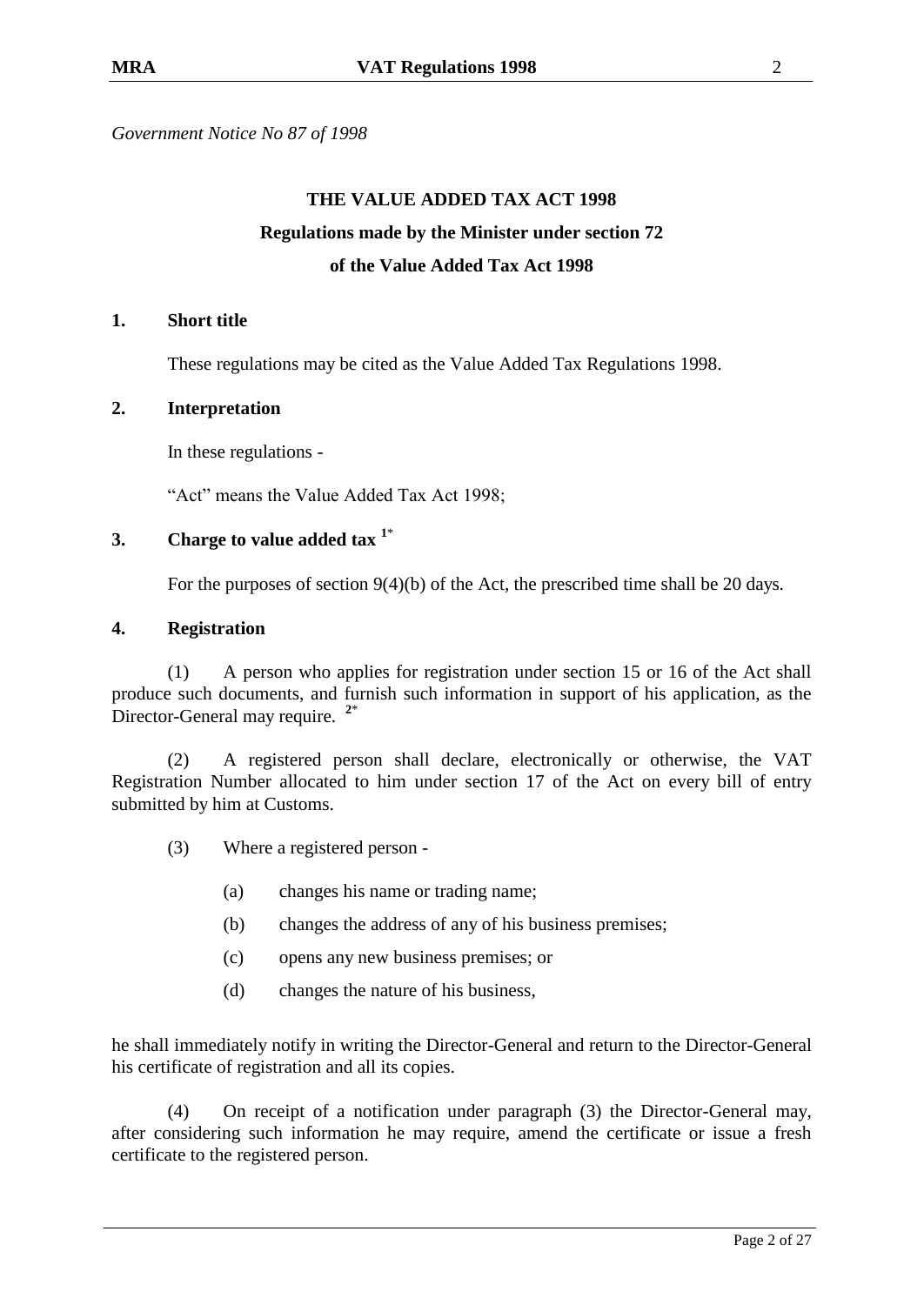*Government Notice No 87 of 1998*

**THE VALUE ADDED TAX ACT 1998**

**Regulations made by the Minister under section 72**

**of the Value Added Tax Act 1998**

### 1. Short title

These regulations may be cited as the Value Added Tax Regulations 1998.

### 2. Interpretation

In these regulations -

"Act" means the Value Added Tax Act 1998;

### 3. Charge to value added tax [1*]

For the purposes of section 9(4)(b) of the Act, the prescribed time shall be 20 days.

### 4. Registration

(1) A person who applies for registration under section 15 or 16 of the Act shall produce such documents, and furnish such information in support of his application, as the Director-General may require. [2*]

(2) A registered person shall declare, electronically or otherwise, the VAT Registration Number allocated to him under section 17 of the Act on every bill of entry submitted by him at Customs.

(3) Where a registered person -

(a) changes his name or trading name;

(b) changes the address of any of his business premises;

(c) opens any new business premises; or

(d) changes the nature of his business,

he shall immediately notify in writing the Director-General and return to the Director-General his certificate of registration and all its copies.

(4) On receipt of a notification under paragraph (3) the Director-General may, after considering such information he may require, amend the certificate or issue a fresh certificate to the registered person.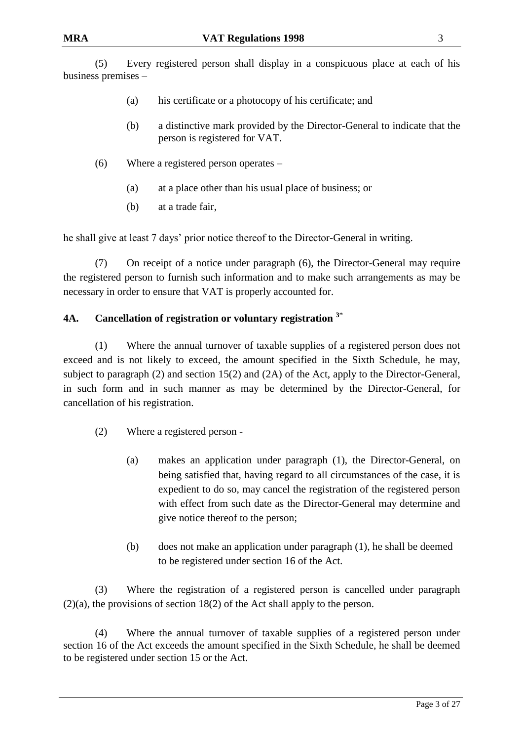(5) Every registered person shall display in a conspicuous place at each of his business premises –

- (a) his certificate or a photocopy of his certificate; and
- (b) a distinctive mark provided by the Director-General to indicate that the person is registered for VAT.

(6) Where a registered person operates –

- (a) at a place other than his usual place of business; or
- (b) at a trade fair,

he shall give at least 7 days' prior notice thereof to the Director-General in writing.

(7) On receipt of a notice under paragraph (6), the Director-General may require the registered person to furnish such information and to make such arrangements as may be necessary in order to ensure that VAT is properly accounted for.

### 4A. Cancellation of registration or voluntary registration [3*]

(1) Where the annual turnover of taxable supplies of a registered person does not exceed and is not likely to exceed, the amount specified in the Sixth Schedule, he may, subject to paragraph (2) and section 15(2) and (2A) of the Act, apply to the Director-General, in such form and in such manner as may be determined by the Director-General, for cancellation of his registration.

(2) Where a registered person -

- (a) makes an application under paragraph (1), the Director-General, on being satisfied that, having regard to all circumstances of the case, it is expedient to do so, may cancel the registration of the registered person with effect from such date as the Director-General may determine and give notice thereof to the person;
- (b) does not make an application under paragraph (1), he shall be deemed to be registered under section 16 of the Act.

(3) Where the registration of a registered person is cancelled under paragraph (2)(a), the provisions of section 18(2) of the Act shall apply to the person.

(4) Where the annual turnover of taxable supplies of a registered person under section 16 of the Act exceeds the amount specified in the Sixth Schedule, he shall be deemed to be registered under section 15 or the Act.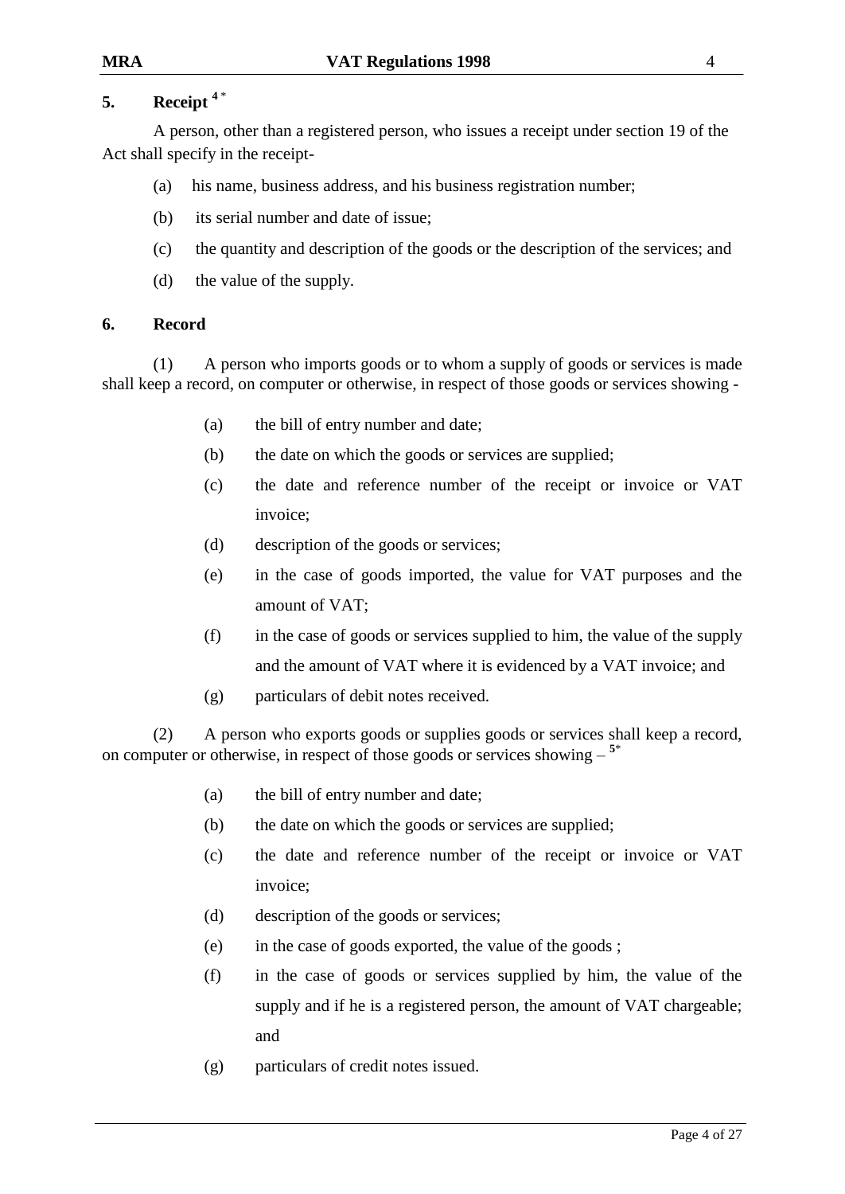## 5. Receipt [4*]

A person, other than a registered person, who issues a receipt under section 19 of the Act shall specify in the receipt-

(a) his name, business address, and his business registration number;

(b) its serial number and date of issue;

(c) the quantity and description of the goods or the description of the services; and

(d) the value of the supply.

## 6. Record

(1) A person who imports goods or to whom a supply of goods or services is made shall keep a record, on computer or otherwise, in respect of those goods or services showing -

(a) the bill of entry number and date;

(b) the date on which the goods or services are supplied;

(c) the date and reference number of the receipt or invoice or VAT invoice;

(d) description of the goods or services;

(e) in the case of goods imported, the value for VAT purposes and the amount of VAT;

(f) in the case of goods or services supplied to him, the value of the supply and the amount of VAT where it is evidenced by a VAT invoice; and

(g) particulars of debit notes received.

(2) A person who exports goods or supplies goods or services shall keep a record, on computer or otherwise, in respect of those goods or services showing – [5*]

(a) the bill of entry number and date;

(b) the date on which the goods or services are supplied;

(c) the date and reference number of the receipt or invoice or VAT invoice;

(d) description of the goods or services;

(e) in the case of goods exported, the value of the goods ;

(f) in the case of goods or services supplied by him, the value of the supply and if he is a registered person, the amount of VAT chargeable; and

(g) particulars of credit notes issued.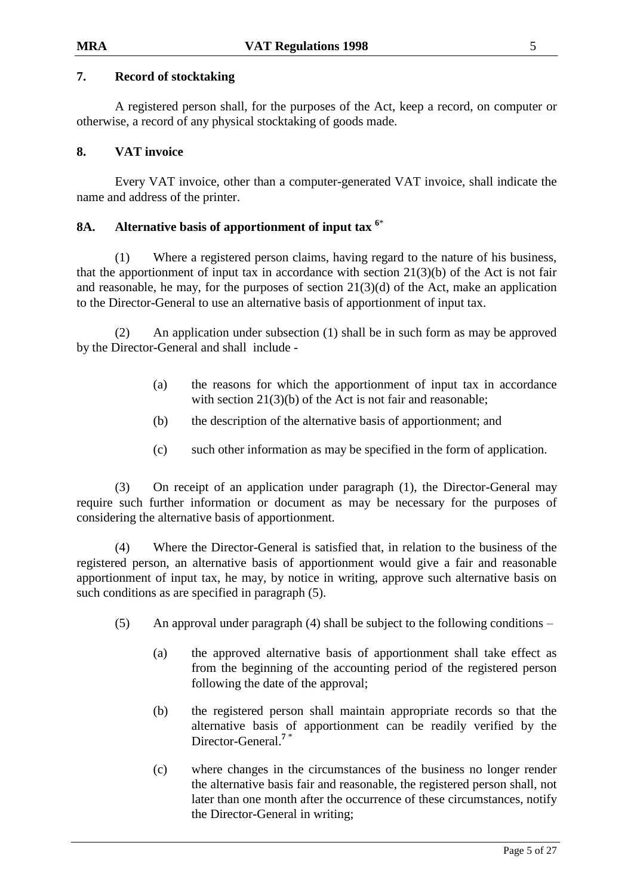## 7. Record of stocktaking

A registered person shall, for the purposes of the Act, keep a record, on computer or otherwise, a record of any physical stocktaking of goods made.

## 8. VAT invoice

Every VAT invoice, other than a computer-generated VAT invoice, shall indicate the name and address of the printer.

## 8A. Alternative basis of apportionment of input tax [6*]

(1) Where a registered person claims, having regard to the nature of his business, that the apportionment of input tax in accordance with section 21(3)(b) of the Act is not fair and reasonable, he may, for the purposes of section 21(3)(d) of the Act, make an application to the Director-General to use an alternative basis of apportionment of input tax.

(2) An application under subsection (1) shall be in such form as may be approved by the Director-General and shall include -

- (a) the reasons for which the apportionment of input tax in accordance with section 21(3)(b) of the Act is not fair and reasonable;
- (b) the description of the alternative basis of apportionment; and
- (c) such other information as may be specified in the form of application.

(3) On receipt of an application under paragraph (1), the Director-General may require such further information or document as may be necessary for the purposes of considering the alternative basis of apportionment.

(4) Where the Director-General is satisfied that, in relation to the business of the registered person, an alternative basis of apportionment would give a fair and reasonable apportionment of input tax, he may, by notice in writing, approve such alternative basis on such conditions as are specified in paragraph (5).

(5) An approval under paragraph (4) shall be subject to the following conditions –

- (a) the approved alternative basis of apportionment shall take effect as from the beginning of the accounting period of the registered person following the date of the approval;
- (b) the registered person shall maintain appropriate records so that the alternative basis of apportionment can be readily verified by the Director-General.[7*]
- (c) where changes in the circumstances of the business no longer render the alternative basis fair and reasonable, the registered person shall, not later than one month after the occurrence of these circumstances, notify the Director-General in writing;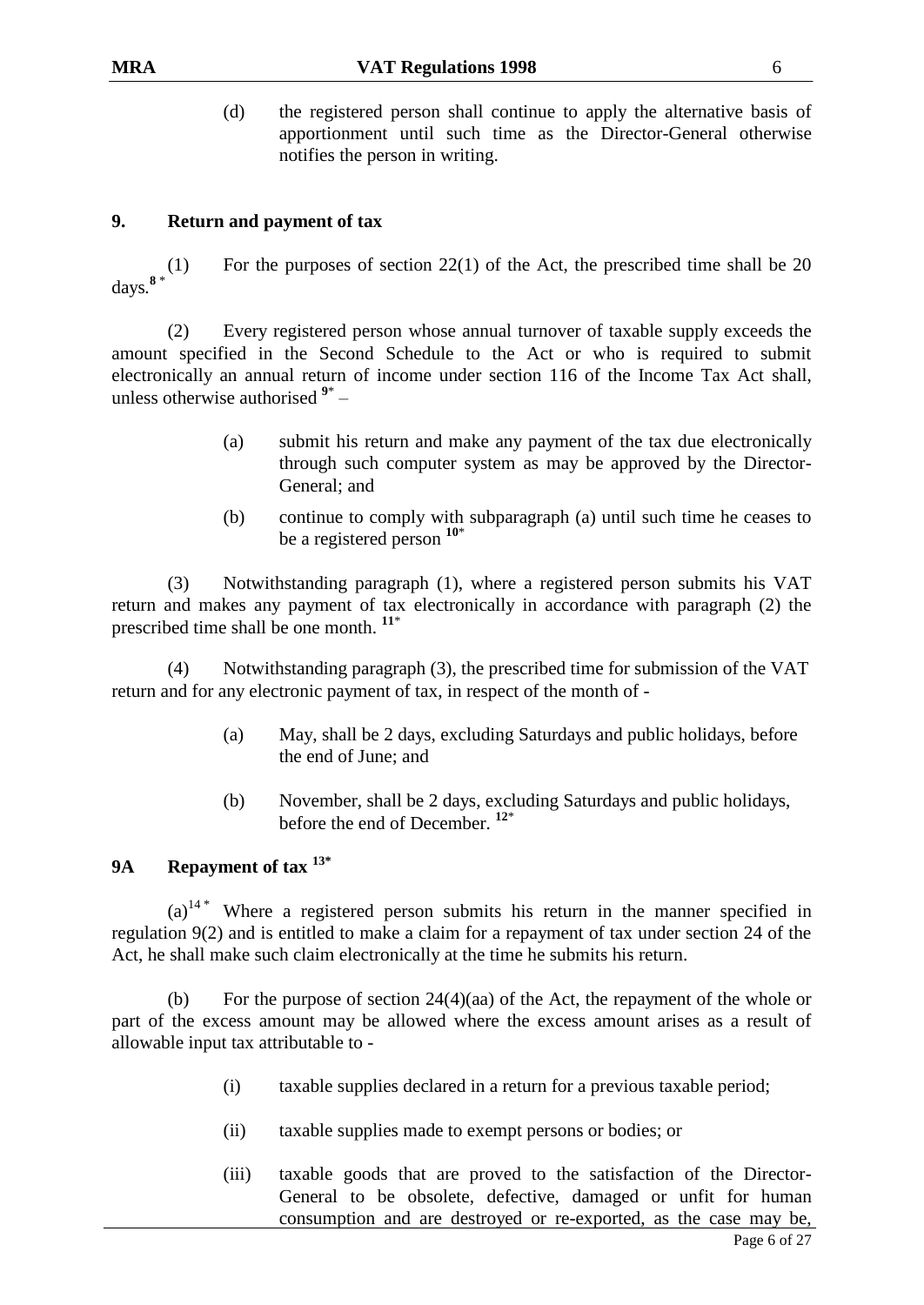(d) the registered person shall continue to apply the alternative basis of apportionment until such time as the Director-General otherwise notifies the person in writing.

## 9. Return and payment of tax

(1) For the purposes of section 22(1) of the Act, the prescribed time shall be 20 days.[8*]

(2) Every registered person whose annual turnover of taxable supply exceeds the amount specified in the Second Schedule to the Act or who is required to submit electronically an annual return of income under section 116 of the Income Tax Act shall, unless otherwise authorised [9*] –

(a) submit his return and make any payment of the tax due electronically through such computer system as may be approved by the Director-General; and

(b) continue to comply with subparagraph (a) until such time he ceases to be a registered person [10*]

(3) Notwithstanding paragraph (1), where a registered person submits his VAT return and makes any payment of tax electronically in accordance with paragraph (2) the prescribed time shall be one month. [11*]

(4) Notwithstanding paragraph (3), the prescribed time for submission of the VAT return and for any electronic payment of tax, in respect of the month of -

(a) May, shall be 2 days, excluding Saturdays and public holidays, before the end of June; and

(b) November, shall be 2 days, excluding Saturdays and public holidays, before the end of December. [12*]

## 9A Repayment of tax [13*]

(a)[14*] Where a registered person submits his return in the manner specified in regulation 9(2) and is entitled to make a claim for a repayment of tax under section 24 of the Act, he shall make such claim electronically at the time he submits his return.

(b) For the purpose of section 24(4)(aa) of the Act, the repayment of the whole or part of the excess amount may be allowed where the excess amount arises as a result of allowable input tax attributable to -

(i) taxable supplies declared in a return for a previous taxable period;

(ii) taxable supplies made to exempt persons or bodies; or

(iii) taxable goods that are proved to the satisfaction of the Director-General to be obsolete, defective, damaged or unfit for human consumption and are destroyed or re-exported, as the case may be,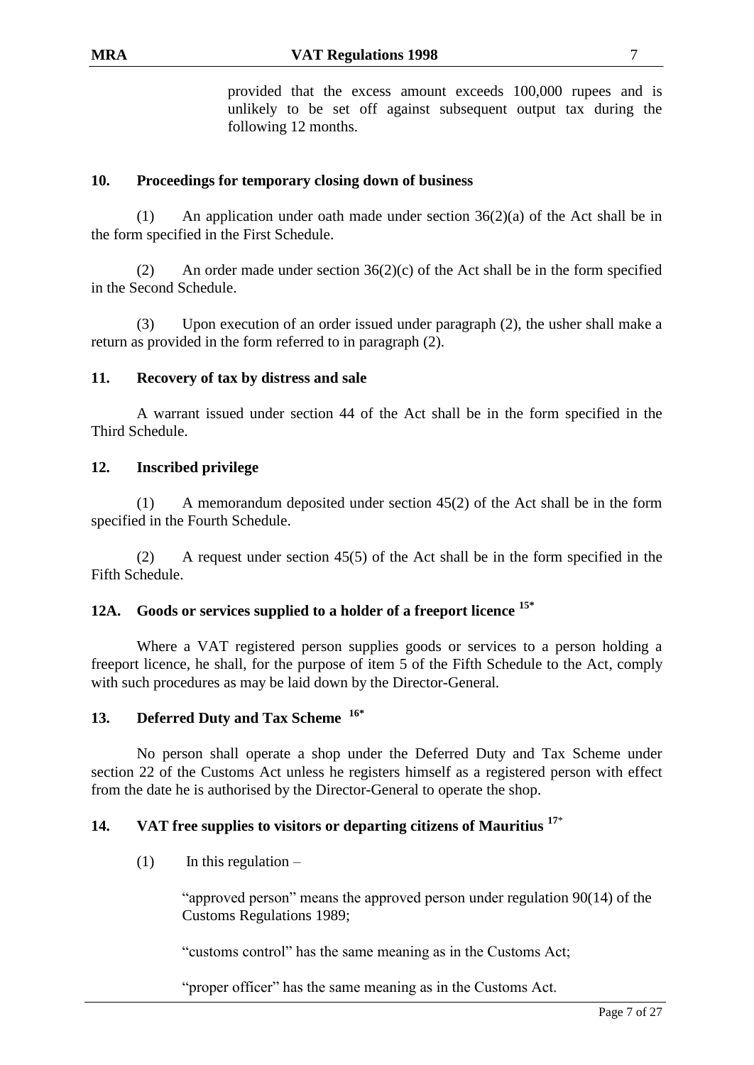provided that the excess amount exceeds 100,000 rupees and is unlikely to be set off against subsequent output tax during the following 12 months.

**10. Proceedings for temporary closing down of business**

(1) An application under oath made under section 36(2)(a) of the Act shall be in the form specified in the First Schedule.

(2) An order made under section 36(2)(c) of the Act shall be in the form specified in the Second Schedule.

(3) Upon execution of an order issued under paragraph (2), the usher shall make a return as provided in the form referred to in paragraph (2).

**11. Recovery of tax by distress and sale**

A warrant issued under section 44 of the Act shall be in the form specified in the Third Schedule.

**12. Inscribed privilege**

(1) A memorandum deposited under section 45(2) of the Act shall be in the form specified in the Fourth Schedule.

(2) A request under section 45(5) of the Act shall be in the form specified in the Fifth Schedule.

**12A. Goods or services supplied to a holder of a freeport licence** [15*]

Where a VAT registered person supplies goods or services to a person holding a freeport licence, he shall, for the purpose of item 5 of the Fifth Schedule to the Act, comply with such procedures as may be laid down by the Director-General.

**13. Deferred Duty and Tax Scheme** [16*]

No person shall operate a shop under the Deferred Duty and Tax Scheme under section 22 of the Customs Act unless he registers himself as a registered person with effect from the date he is authorised by the Director-General to operate the shop.

**14. VAT free supplies to visitors or departing citizens of Mauritius** [17*]

(1) In this regulation –

"approved person" means the approved person under regulation 90(14) of the Customs Regulations 1989;

"customs control" has the same meaning as in the Customs Act;

"proper officer" has the same meaning as in the Customs Act.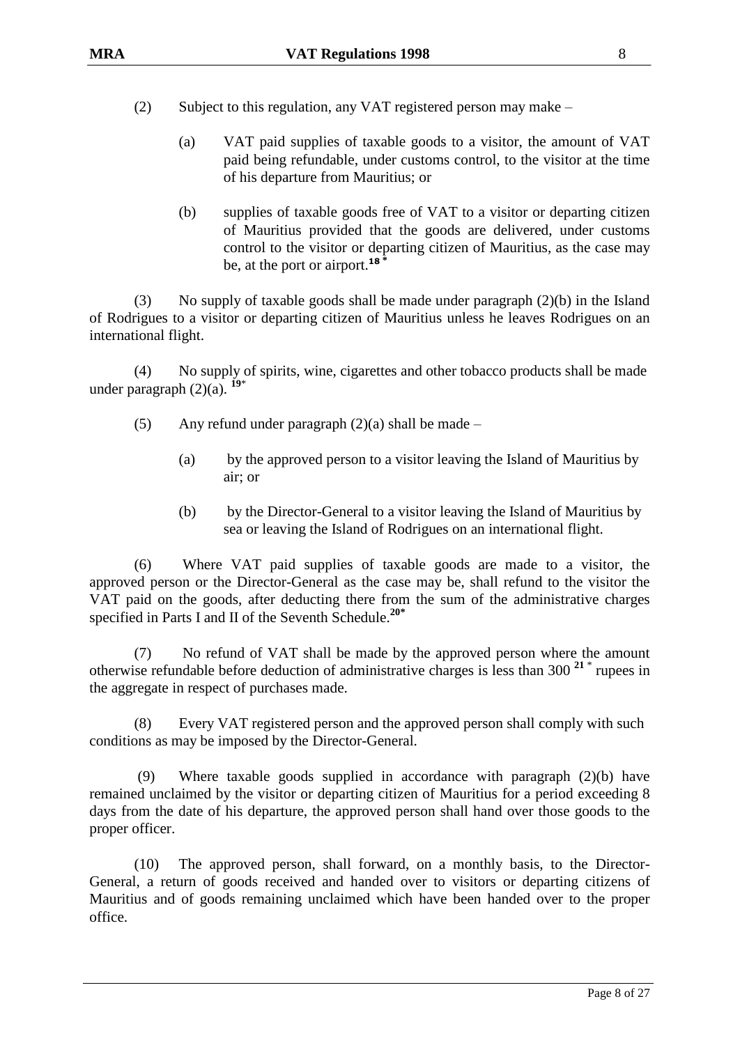(2) Subject to this regulation, any VAT registered person may make –

(a) VAT paid supplies of taxable goods to a visitor, the amount of VAT paid being refundable, under customs control, to the visitor at the time of his departure from Mauritius; or

(b) supplies of taxable goods free of VAT to a visitor or departing citizen of Mauritius provided that the goods are delivered, under customs control to the visitor or departing citizen of Mauritius, as the case may be, at the port or airport.[18 *]

(3) No supply of taxable goods shall be made under paragraph (2)(b) in the Island of Rodrigues to a visitor or departing citizen of Mauritius unless he leaves Rodrigues on an international flight.

(4) No supply of spirits, wine, cigarettes and other tobacco products shall be made under paragraph (2)(a). [19*]

(5) Any refund under paragraph (2)(a) shall be made –

(a) by the approved person to a visitor leaving the Island of Mauritius by air; or

(b) by the Director-General to a visitor leaving the Island of Mauritius by sea or leaving the Island of Rodrigues on an international flight.

(6) Where VAT paid supplies of taxable goods are made to a visitor, the approved person or the Director-General as the case may be, shall refund to the visitor the VAT paid on the goods, after deducting there from the sum of the administrative charges specified in Parts I and II of the Seventh Schedule.[20*]

(7) No refund of VAT shall be made by the approved person where the amount otherwise refundable before deduction of administrative charges is less than 300 [21 *] rupees in the aggregate in respect of purchases made.

(8) Every VAT registered person and the approved person shall comply with such conditions as may be imposed by the Director-General.

(9) Where taxable goods supplied in accordance with paragraph (2)(b) have remained unclaimed by the visitor or departing citizen of Mauritius for a period exceeding 8 days from the date of his departure, the approved person shall hand over those goods to the proper officer.

(10) The approved person, shall forward, on a monthly basis, to the Director-General, a return of goods received and handed over to visitors or departing citizens of Mauritius and of goods remaining unclaimed which have been handed over to the proper office.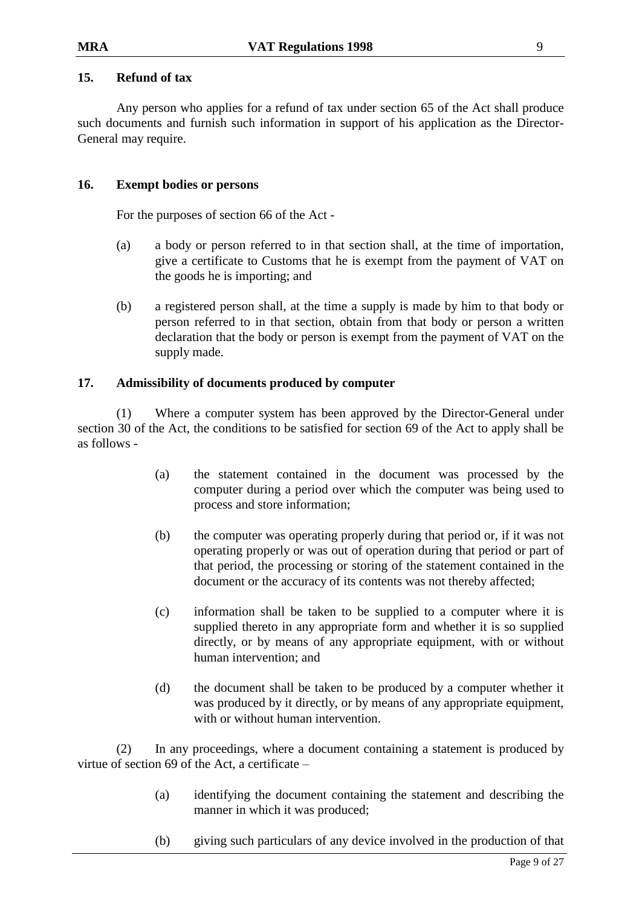## 15. Refund of tax

Any person who applies for a refund of tax under section 65 of the Act shall produce such documents and furnish such information in support of his application as the Director-General may require.

## 16. Exempt bodies or persons

For the purposes of section 66 of the Act -

(a) a body or person referred to in that section shall, at the time of importation, give a certificate to Customs that he is exempt from the payment of VAT on the goods he is importing; and

(b) a registered person shall, at the time a supply is made by him to that body or person referred to in that section, obtain from that body or person a written declaration that the body or person is exempt from the payment of VAT on the supply made.

## 17. Admissibility of documents produced by computer

(1) Where a computer system has been approved by the Director-General under section 30 of the Act, the conditions to be satisfied for section 69 of the Act to apply shall be as follows -

(a) the statement contained in the document was processed by the computer during a period over which the computer was being used to process and store information;

(b) the computer was operating properly during that period or, if it was not operating properly or was out of operation during that period or part of that period, the processing or storing of the statement contained in the document or the accuracy of its contents was not thereby affected;

(c) information shall be taken to be supplied to a computer where it is supplied thereto in any appropriate form and whether it is so supplied directly, or by means of any appropriate equipment, with or without human intervention; and

(d) the document shall be taken to be produced by a computer whether it was produced by it directly, or by means of any appropriate equipment, with or without human intervention.

(2) In any proceedings, where a document containing a statement is produced by virtue of section 69 of the Act, a certificate –

(a) identifying the document containing the statement and describing the manner in which it was produced;

(b) giving such particulars of any device involved in the production of that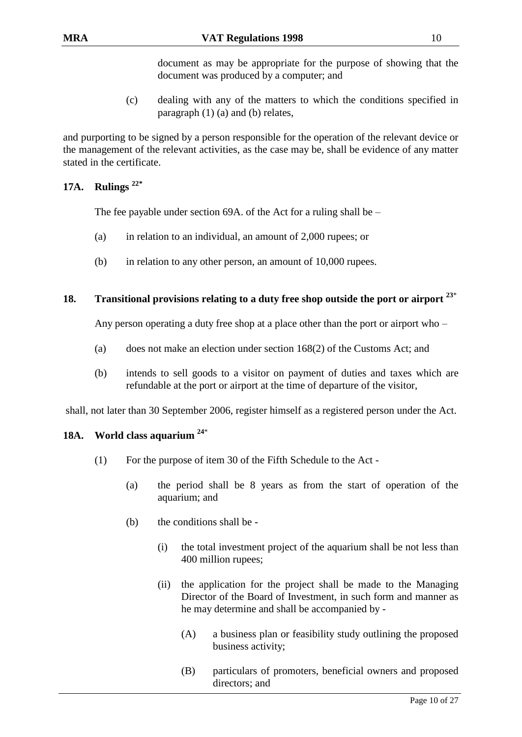document as may be appropriate for the purpose of showing that the document was produced by a computer; and

(c) dealing with any of the matters to which the conditions specified in paragraph (1) (a) and (b) relates,

and purporting to be signed by a person responsible for the operation of the relevant device or the management of the relevant activities, as the case may be, shall be evidence of any matter stated in the certificate.

## 17A. Rulings [22*]

The fee payable under section 69A. of the Act for a ruling shall be –

(a) in relation to an individual, an amount of 2,000 rupees; or

(b) in relation to any other person, an amount of 10,000 rupees.

## 18. Transitional provisions relating to a duty free shop outside the port or airport [23*]

Any person operating a duty free shop at a place other than the port or airport who –

(a) does not make an election under section 168(2) of the Customs Act; and

(b) intends to sell goods to a visitor on payment of duties and taxes which are refundable at the port or airport at the time of departure of the visitor,

shall, not later than 30 September 2006, register himself as a registered person under the Act.

## 18A. World class aquarium [24*]

(1) For the purpose of item 30 of the Fifth Schedule to the Act -

(a) the period shall be 8 years as from the start of operation of the aquarium; and

(b) the conditions shall be -

(i) the total investment project of the aquarium shall be not less than 400 million rupees;

(ii) the application for the project shall be made to the Managing Director of the Board of Investment, in such form and manner as he may determine and shall be accompanied by -

(A) a business plan or feasibility study outlining the proposed business activity;

(B) particulars of promoters, beneficial owners and proposed directors; and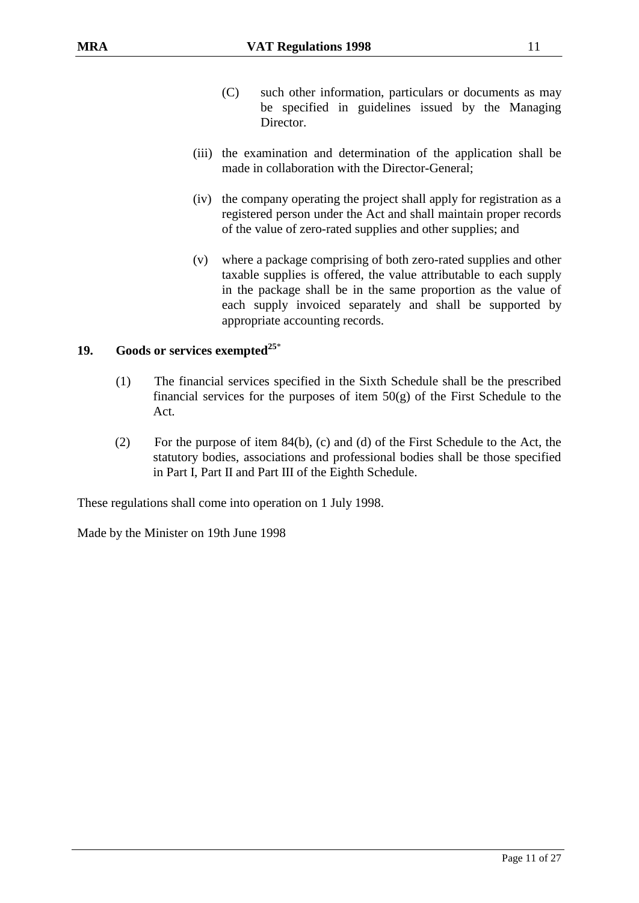(C) such other information, particulars or documents as may be specified in guidelines issued by the Managing Director.

(iii) the examination and determination of the application shall be made in collaboration with the Director-General;

(iv) the company operating the project shall apply for registration as a registered person under the Act and shall maintain proper records of the value of zero-rated supplies and other supplies; and

(v) where a package comprising of both zero-rated supplies and other taxable supplies is offered, the value attributable to each supply in the package shall be in the same proportion as the value of each supply invoiced separately and shall be supported by appropriate accounting records.

## 19. Goods or services exempted[25*]

(1) The financial services specified in the Sixth Schedule shall be the prescribed financial services for the purposes of item 50(g) of the First Schedule to the Act.

(2) For the purpose of item 84(b), (c) and (d) of the First Schedule to the Act, the statutory bodies, associations and professional bodies shall be those specified in Part I, Part II and Part III of the Eighth Schedule.

These regulations shall come into operation on 1 July 1998.

Made by the Minister on 19th June 1998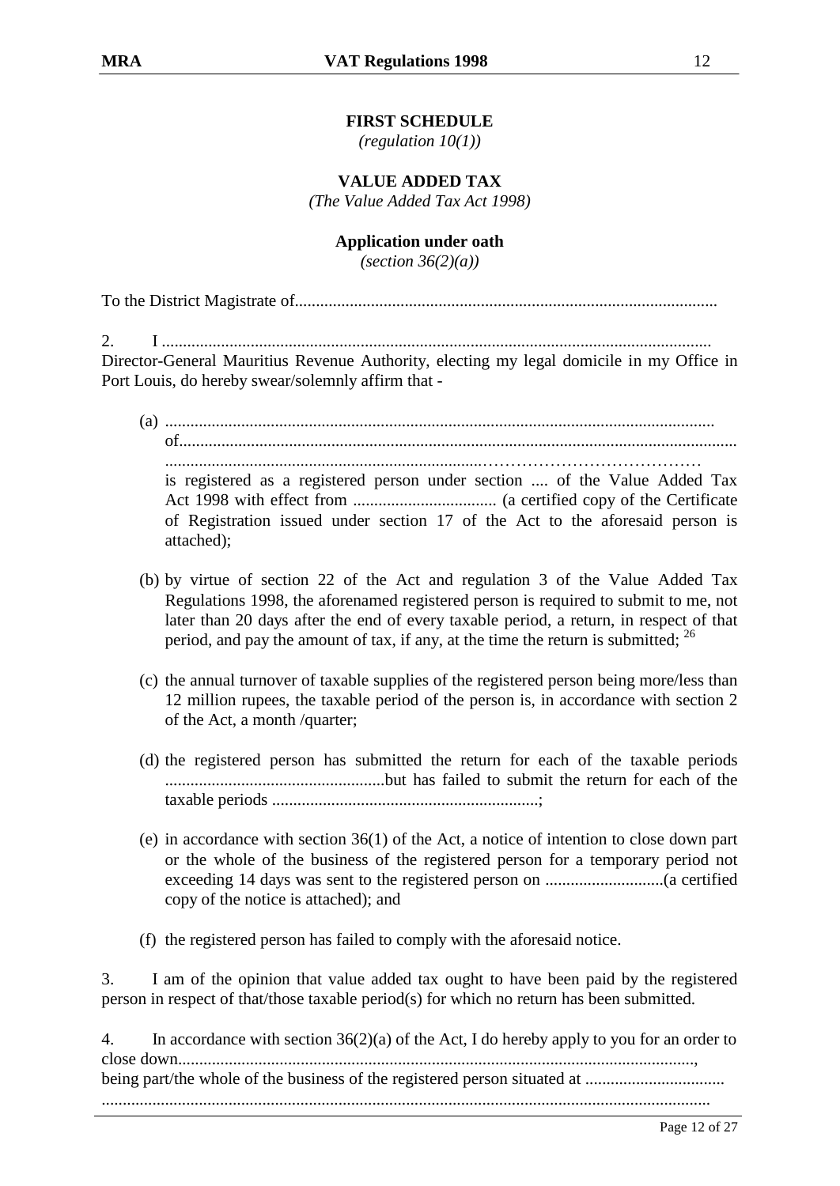**FIRST SCHEDULE**

*(regulation 10(1))*

**VALUE ADDED TAX**

*(The Value Added Tax Act 1998)*

**Application under oath**

*(section 36(2)(a))*

To the District Magistrate of...................................................................................................

2. I ................................................................................................................................
Director-General Mauritius Revenue Authority, electing my legal domicile in my Office in Port Louis, do hereby swear/solemnly affirm that -

(a) ..................................................................................................................................
of....................................................................................................................................
...........................................................................…………………………………
is registered as a registered person under section .... of the Value Added Tax Act 1998 with effect from .................................. (a certified copy of the Certificate of Registration issued under section 17 of the Act to the aforesaid person is attached);

(b) by virtue of section 22 of the Act and regulation 3 of the Value Added Tax Regulations 1998, the aforenamed registered person is required to submit to me, not later than 20 days after the end of every taxable period, a return, in respect of that period, and pay the amount of tax, if any, at the time the return is submitted; [26]

(c) the annual turnover of taxable supplies of the registered person being more/less than 12 million rupees, the taxable period of the person is, in accordance with section 2 of the Act, a month /quarter;

(d) the registered person has submitted the return for each of the taxable periods ....................................................but has failed to submit the return for each of the taxable periods ...............................................................;

(e) in accordance with section 36(1) of the Act, a notice of intention to close down part or the whole of the business of the registered person for a temporary period not exceeding 14 days was sent to the registered person on ............................(a certified copy of the notice is attached); and

(f) the registered person has failed to comply with the aforesaid notice.

3. I am of the opinion that value added tax ought to have been paid by the registered person in respect of that/those taxable period(s) for which no return has been submitted.

4. In accordance with section 36(2)(a) of the Act, I do hereby apply to you for an order to close down........................................................................................................................,
being part/the whole of the business of the registered person situated at .................................
...............................................................................................................................................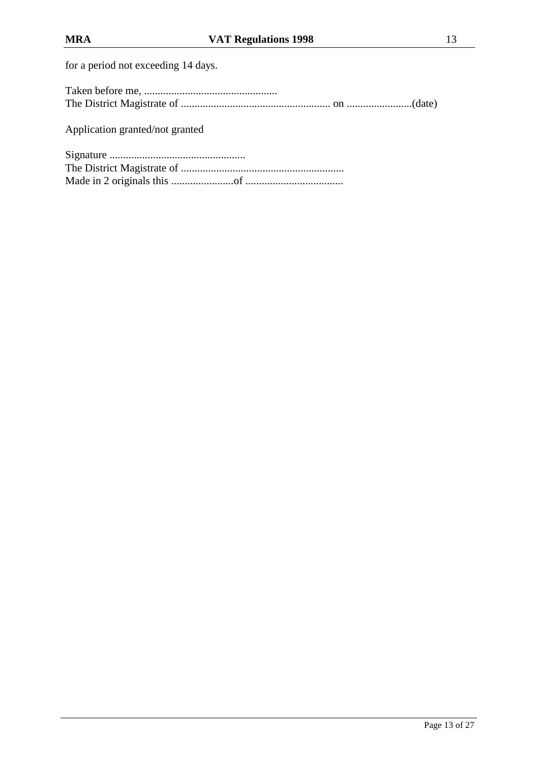for a period not exceeding 14 days.

Taken before me, .................................................
The District Magistrate of ....................................................... on ........................(date)

Application granted/not granted

Signature ..................................................
The District Magistrate of ............................................................
Made in 2 originals this .......................of ....................................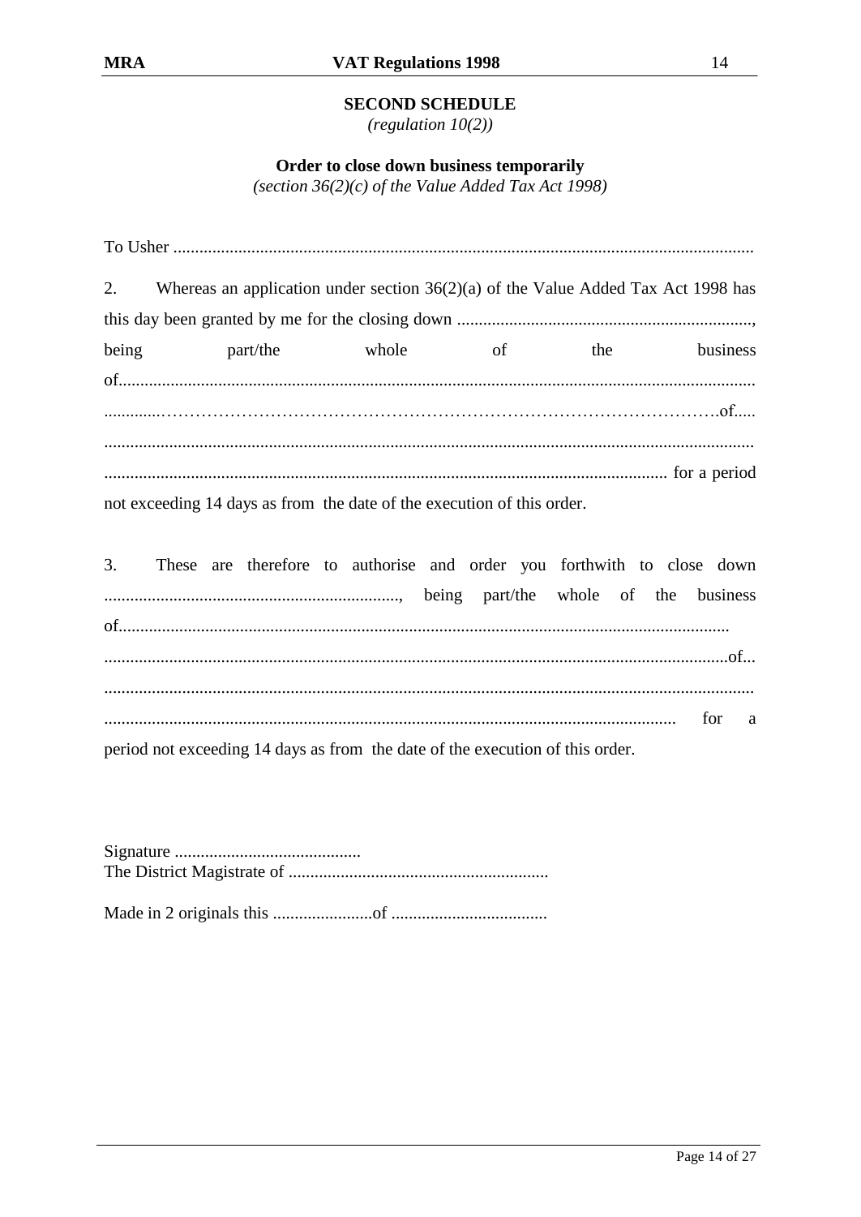## SECOND SCHEDULE

*(regulation 10(2))*

### Order to close down business temporarily

*(section 36(2)(c) of the Value Added Tax Act 1998)*

To Usher ....................................................................................................................................

2. Whereas an application under section 36(2)(a) of the Value Added Tax Act 1998 has this day been granted by me for the closing down ...................................................................., being part/the whole of the business of.................................................................................................................................................. .............………………………………………………………………………………….of..... .................................................................................................................................................. ................................................................................................................................ for a period not exceeding 14 days as from the date of the execution of this order.

3. These are therefore to authorise and order you forthwith to close down ...................................................................., being part/the whole of the business of.......................................................................................................................................... ...............................................................................................................................................of... .................................................................................................................................................. .................................................................................................................................. for a period not exceeding 14 days as from the date of the execution of this order.

Signature ...........................................
The District Magistrate of ............................................................

Made in 2 originals this .......................of ....................................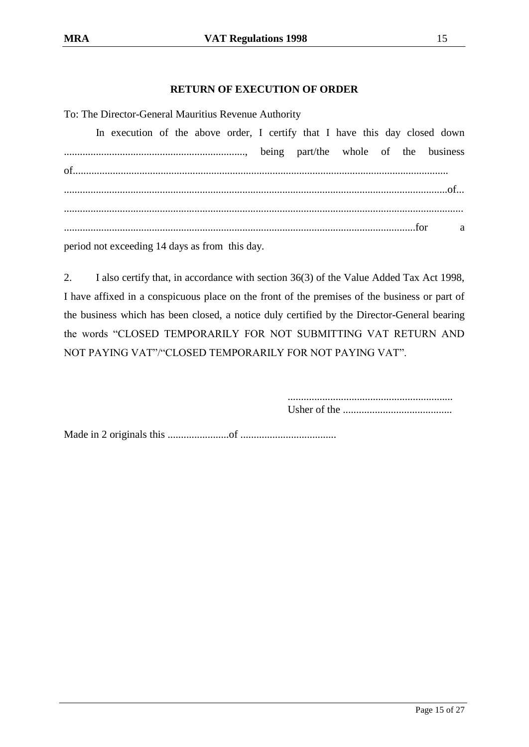**RETURN OF EXECUTION OF ORDER**

To: The Director-General Mauritius Revenue Authority

In execution of the above order, I certify that I have this day closed down ...................................................................., being part/the whole of the business of.............................................................................................................................................. ..............................................................................................................................................of... .................................................................................................................................................. ..................................................................................................................................for a period not exceeding 14 days as from this day.

2. I also certify that, in accordance with section 36(3) of the Value Added Tax Act 1998, I have affixed in a conspicuous place on the front of the premises of the business or part of the business which has been closed, a notice duly certified by the Director-General bearing the words "CLOSED TEMPORARILY FOR NOT SUBMITTING VAT RETURN AND NOT PAYING VAT"/"CLOSED TEMPORARILY FOR NOT PAYING VAT".

.............................................................
Usher of the .........................................

Made in 2 originals this .......................of ....................................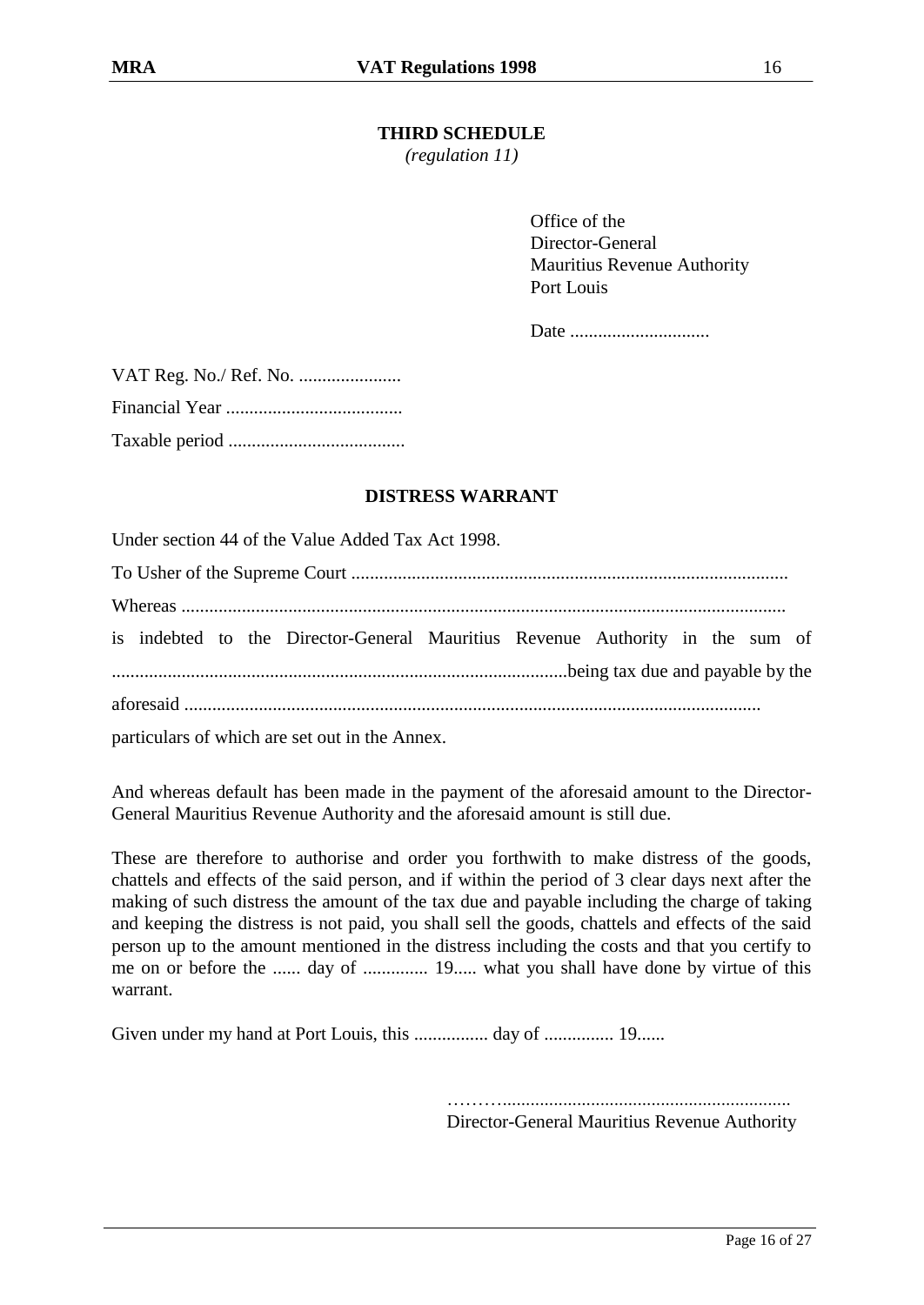**THIRD SCHEDULE**

*(regulation 11)*

Office of the
Director-General
Mauritius Revenue Authority
Port Louis

Date ..............................

VAT Reg. No./ Ref. No. ......................

Financial Year ......................................

Taxable period ......................................

**DISTRESS WARRANT**

Under section 44 of the Value Added Tax Act 1998.

To Usher of the Supreme Court ............................................................................................

Whereas .................................................................................................................................

is indebted to the Director-General Mauritius Revenue Authority in the sum of ................................................................................................being tax due and payable by the aforesaid ...........................................................................................................................

particulars of which are set out in the Annex.

And whereas default has been made in the payment of the aforesaid amount to the Director-General Mauritius Revenue Authority and the aforesaid amount is still due.

These are therefore to authorise and order you forthwith to make distress of the goods, chattels and effects of the said person, and if within the period of 3 clear days next after the making of such distress the amount of the tax due and payable including the charge of taking and keeping the distress is not paid, you shall sell the goods, chattels and effects of the said person up to the amount mentioned in the distress including the costs and that you certify to me on or before the ...... day of .............. 19..... what you shall have done by virtue of this warrant.

Given under my hand at Port Louis, this ................ day of ............... 19......

………..............................................................
Director-General Mauritius Revenue Authority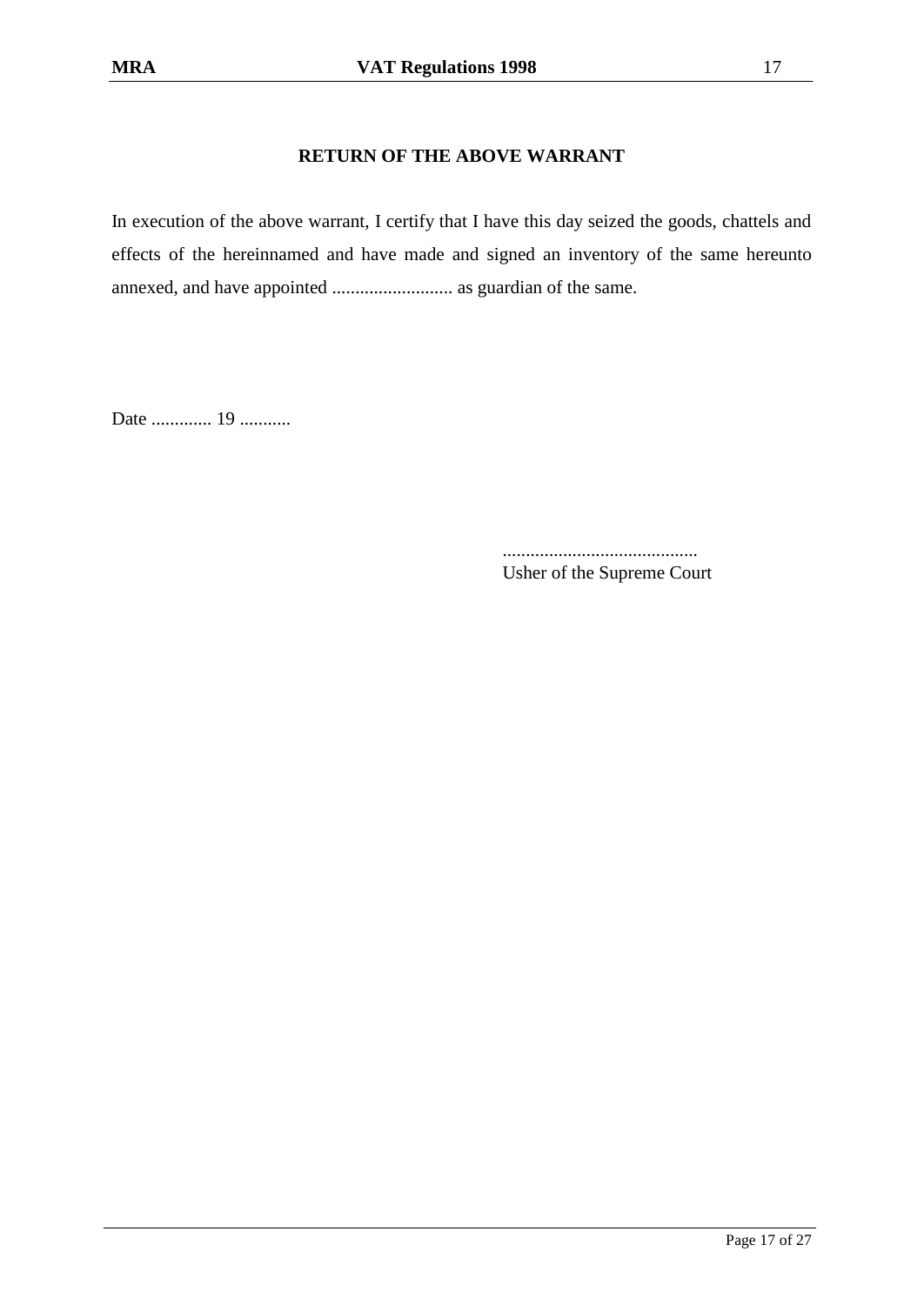**RETURN OF THE ABOVE WARRANT**

In execution of the above warrant, I certify that I have this day seized the goods, chattels and effects of the hereinnamed and have made and signed an inventory of the same hereunto annexed, and have appointed .......................... as guardian of the same.

Date ............. 19 ...........

..........................................
Usher of the Supreme Court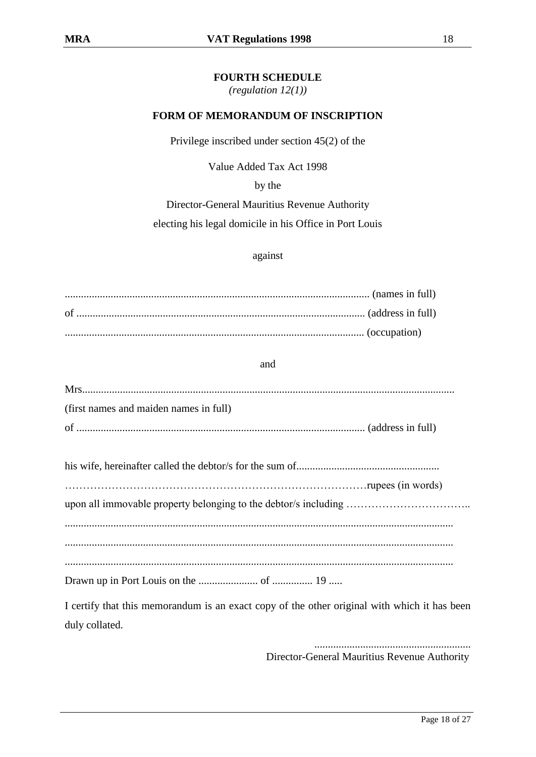## FOURTH SCHEDULE

*(regulation 12(1))*

### FORM OF MEMORANDUM OF INSCRIPTION

Privilege inscribed under section 45(2) of the

Value Added Tax Act 1998

by the

Director-General Mauritius Revenue Authority

electing his legal domicile in his Office in Port Louis

against

................................................................................................................ (names in full)

of .......................................................................................................... (address in full)

.............................................................................................................. (occupation)

and

Mrs..........................................................................................................................................

(first names and maiden names in full)

of .......................................................................................................... (address in full)

his wife, hereinafter called the debtor/s for the sum of....................................................

……………………………………………………………………….rupees (in words)

upon all immovable property belonging to the debtor/s including ……………………………..

..............................................................................................................................................

..............................................................................................................................................

..............................................................................................................................................

Drawn up in Port Louis on the ...................... of ............... 19 .....

I certify that this memorandum is an exact copy of the other original with which it has been duly collated.

.........................................................
Director-General Mauritius Revenue Authority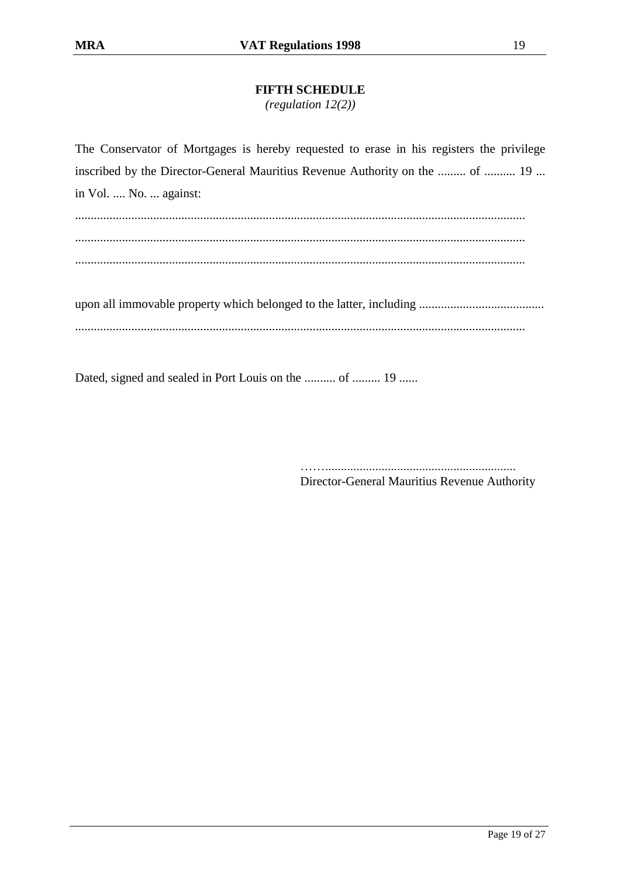## FIFTH SCHEDULE

*(regulation 12(2))*

The Conservator of Mortgages is hereby requested to erase in his registers the privilege inscribed by the Director-General Mauritius Revenue Authority on the ......... of .......... 19 ... in Vol. .... No. ... against:

..............................................................................................................................................

..............................................................................................................................................

..............................................................................................................................................

upon all immovable property which belonged to the latter, including ........................................

..............................................................................................................................................

Dated, signed and sealed in Port Louis on the .......... of ......... 19 ......

…….............................................................

Director-General Mauritius Revenue Authority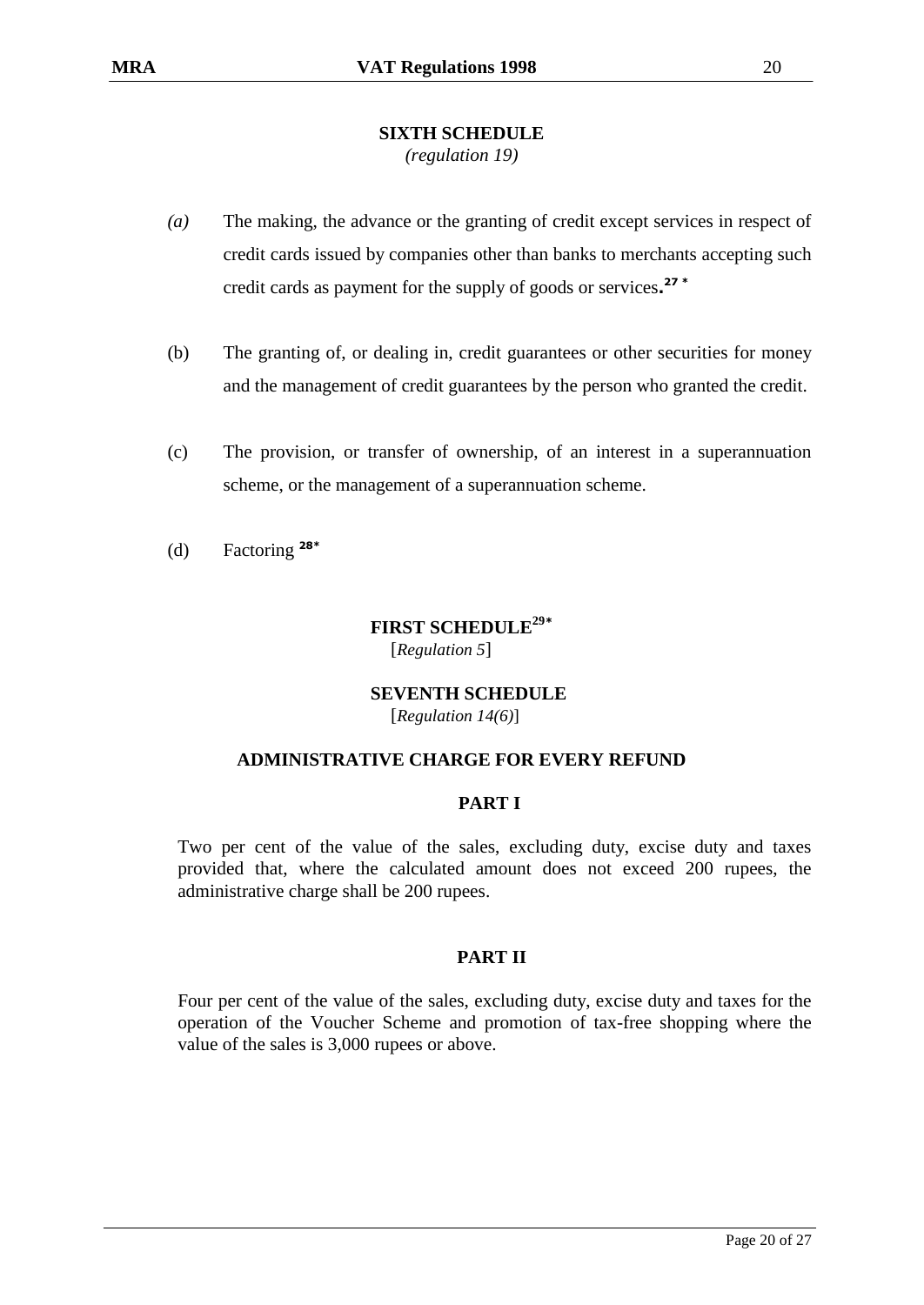## SIXTH SCHEDULE

*(regulation 19)*

*(a)* The making, the advance or the granting of credit except services in respect of credit cards issued by companies other than banks to merchants accepting such credit cards as payment for the supply of goods or services.[27 *]

(b) The granting of, or dealing in, credit guarantees or other securities for money and the management of credit guarantees by the person who granted the credit.

(c) The provision, or transfer of ownership, of an interest in a superannuation scheme, or the management of a superannuation scheme.

(d) Factoring [28*]

## FIRST SCHEDULE[29*]

[*Regulation 5*]

## SEVENTH SCHEDULE

[*Regulation 14(6)*]

### ADMINISTRATIVE CHARGE FOR EVERY REFUND

#### PART I

Two per cent of the value of the sales, excluding duty, excise duty and taxes provided that, where the calculated amount does not exceed 200 rupees, the administrative charge shall be 200 rupees.

#### PART II

Four per cent of the value of the sales, excluding duty, excise duty and taxes for the operation of the Voucher Scheme and promotion of tax-free shopping where the value of the sales is 3,000 rupees or above.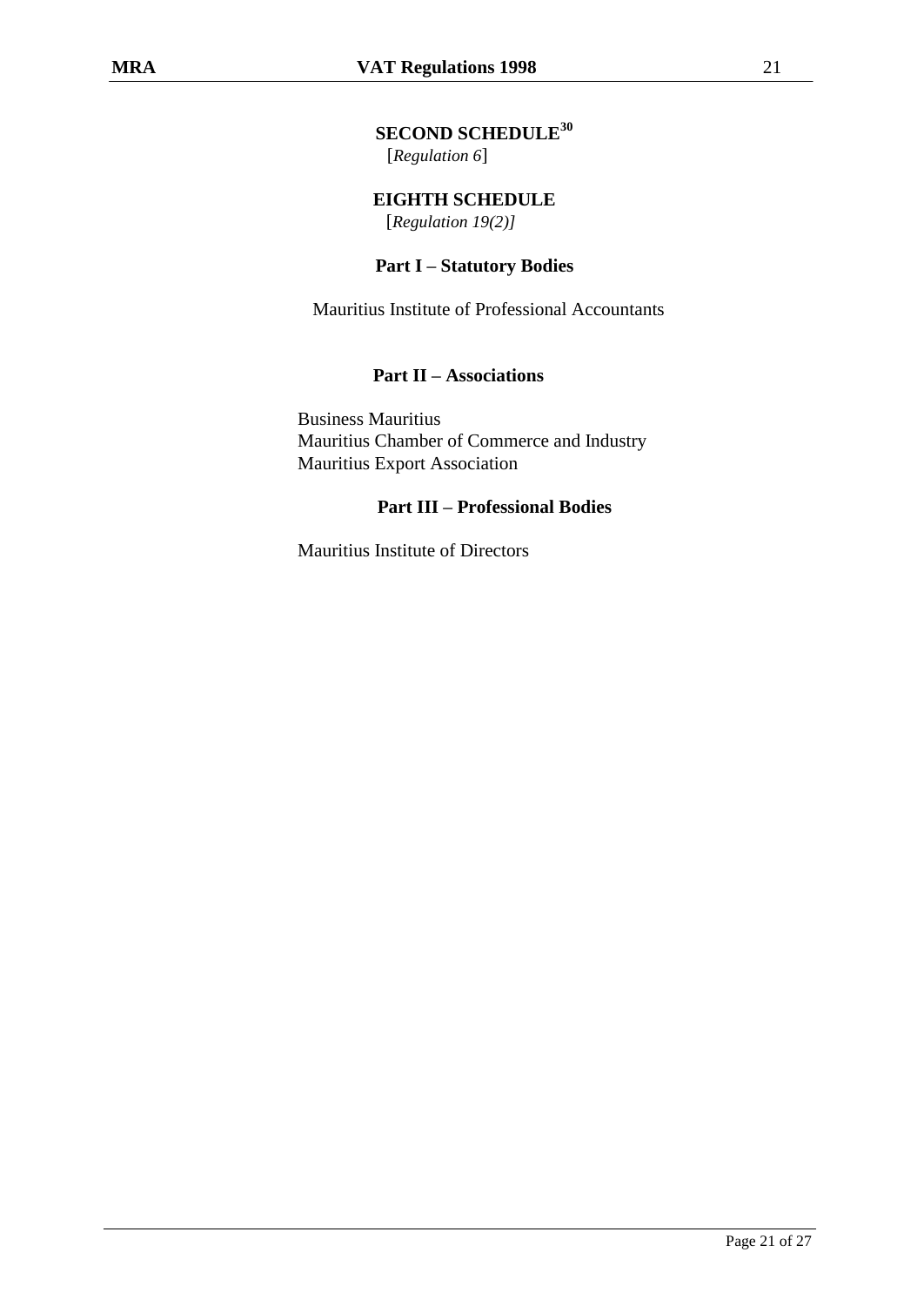## SECOND SCHEDULE[30]

[*Regulation 6*]

## EIGHTH SCHEDULE

[*Regulation 19(2)]*

### Part I – Statutory Bodies

Mauritius Institute of Professional Accountants

### Part II – Associations

Business Mauritius
Mauritius Chamber of Commerce and Industry
Mauritius Export Association

### Part III – Professional Bodies

Mauritius Institute of Directors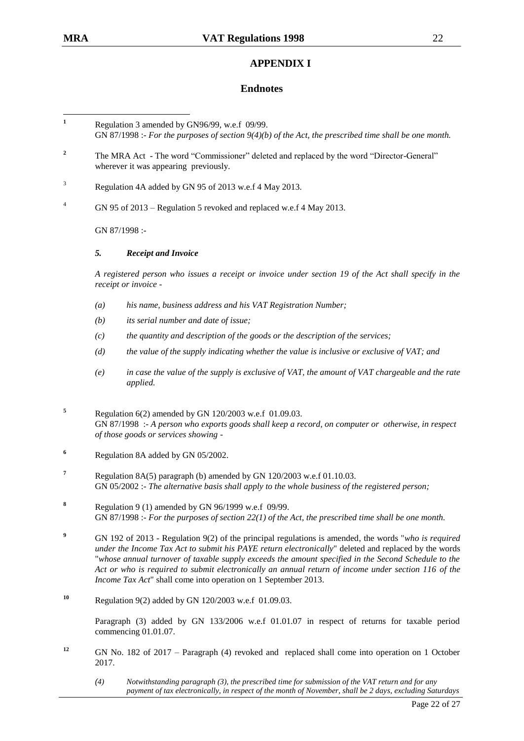## APPENDIX I

## Endnotes

[1] Regulation 3 amended by GN96/99, w.e.f 09/99.
GN 87/1998 :- *For the purposes of section 9(4)(b) of the Act, the prescribed time shall be one month.*

[2] The MRA Act - The word "Commissioner" deleted and replaced by the word "Director-General" wherever it was appearing previously.

[3] Regulation 4A added by GN 95 of 2013 w.e.f 4 May 2013.

[4] GN 95 of 2013 – Regulation 5 revoked and replaced w.e.f 4 May 2013.

GN 87/1998 :-

***5. Receipt and Invoice***

*A registered person who issues a receipt or invoice under section 19 of the Act shall specify in the receipt or invoice -*

*(a) his name, business address and his VAT Registration Number;*

*(b) its serial number and date of issue;*

*(c) the quantity and description of the goods or the description of the services;*

*(d) the value of the supply indicating whether the value is inclusive or exclusive of VAT; and*

*(e) in case the value of the supply is exclusive of VAT, the amount of VAT chargeable and the rate applied.*

[5] Regulation 6(2) amended by GN 120/2003 w.e.f 01.09.03.
GN 87/1998 :- *A person who exports goods shall keep a record, on computer or otherwise, in respect of those goods or services showing -*

[6] Regulation 8A added by GN 05/2002.

[7] Regulation 8A(5) paragraph (b) amended by GN 120/2003 w.e.f 01.10.03.
GN 05/2002 :- *The alternative basis shall apply to the whole business of the registered person;*

[8] Regulation 9 (1) amended by GN 96/1999 w.e.f 09/99.
GN 87/1998 :- *For the purposes of section 22(1) of the Act, the prescribed time shall be one month.*

[9] GN 192 of 2013 - Regulation 9(2) of the principal regulations is amended, the words "*who is required under the Income Tax Act to submit his PAYE return electronically*" deleted and replaced by the words "*whose annual turnover of taxable supply exceeds the amount specified in the Second Schedule to the Act or who is required to submit electronically an annual return of income under section 116 of the Income Tax Act*" shall come into operation on 1 September 2013.

[10] Regulation 9(2) added by GN 120/2003 w.e.f 01.09.03.

Paragraph (3) added by GN 133/2006 w.e.f 01.01.07 in respect of returns for taxable period commencing 01.01.07.

[12] GN No. 182 of 2017 – Paragraph (4) revoked and replaced shall come into operation on 1 October 2017.

*(4) Notwithstanding paragraph (3), the prescribed time for submission of the VAT return and for any payment of tax electronically, in respect of the month of November, shall be 2 days, excluding Saturdays*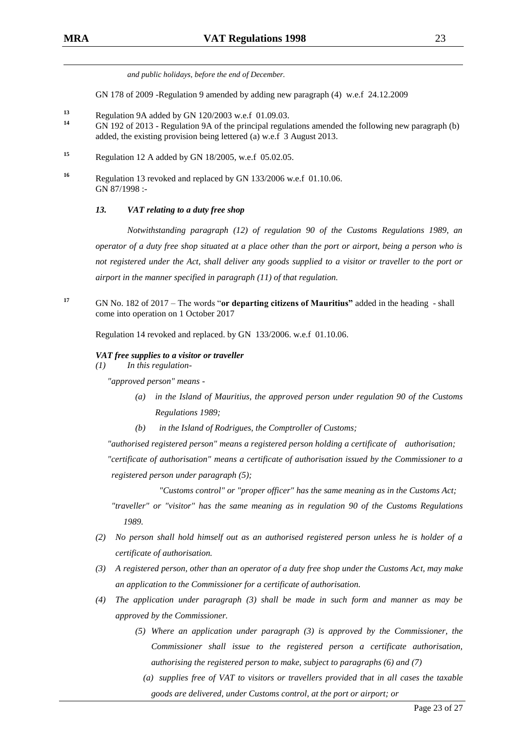*and public holidays, before the end of December.*

GN 178 of 2009 -Regulation 9 amended by adding new paragraph (4) w.e.f 24.12.2009

[13] Regulation 9A added by GN 120/2003 w.e.f 01.09.03.

[14] GN 192 of 2013 - Regulation 9A of the principal regulations amended the following new paragraph (b) added, the existing provision being lettered (a) w.e.f 3 August 2013.

[15] Regulation 12 A added by GN 18/2005, w.e.f 05.02.05.

[16] Regulation 13 revoked and replaced by GN 133/2006 w.e.f 01.10.06.
GN 87/1998 :-

***13. VAT relating to a duty free shop***

*Notwithstanding paragraph (12) of regulation 90 of the Customs Regulations 1989, an operator of a duty free shop situated at a place other than the port or airport, being a person who is not registered under the Act, shall deliver any goods supplied to a visitor or traveller to the port or airport in the manner specified in paragraph (11) of that regulation.*

[17] GN No. 182 of 2017 – The words "**or departing citizens of Mauritius"** added in the heading - shall come into operation on 1 October 2017

Regulation 14 revoked and replaced. by GN 133/2006. w.e.f 01.10.06.

***VAT free supplies to a visitor or traveller***

*(1) In this regulation-*

*"approved person" means -*

- *(a) in the Island of Mauritius, the approved person under regulation 90 of the Customs Regulations 1989;*
- *(b) in the Island of Rodrigues, the Comptroller of Customs;*

*"authorised registered person" means a registered person holding a certificate of authorisation;*

*"certificate of authorisation" means a certificate of authorisation issued by the Commissioner to a registered person under paragraph (5);*

*"Customs control" or "proper officer" has the same meaning as in the Customs Act;*

*"traveller" or "visitor" has the same meaning as in regulation 90 of the Customs Regulations 1989.*

*(2) No person shall hold himself out as an authorised registered person unless he is holder of a certificate of authorisation.*

*(3) A registered person, other than an operator of a duty free shop under the Customs Act, may make an application to the Commissioner for a certificate of authorisation.*

*(4) The application under paragraph (3) shall be made in such form and manner as may be approved by the Commissioner.*

*(5) Where an application under paragraph (3) is approved by the Commissioner, the Commissioner shall issue to the registered person a certificate authorisation, authorising the registered person to make, subject to paragraphs (6) and (7)*

*(a) supplies free of VAT to visitors or travellers provided that in all cases the taxable goods are delivered, under Customs control, at the port or airport; or*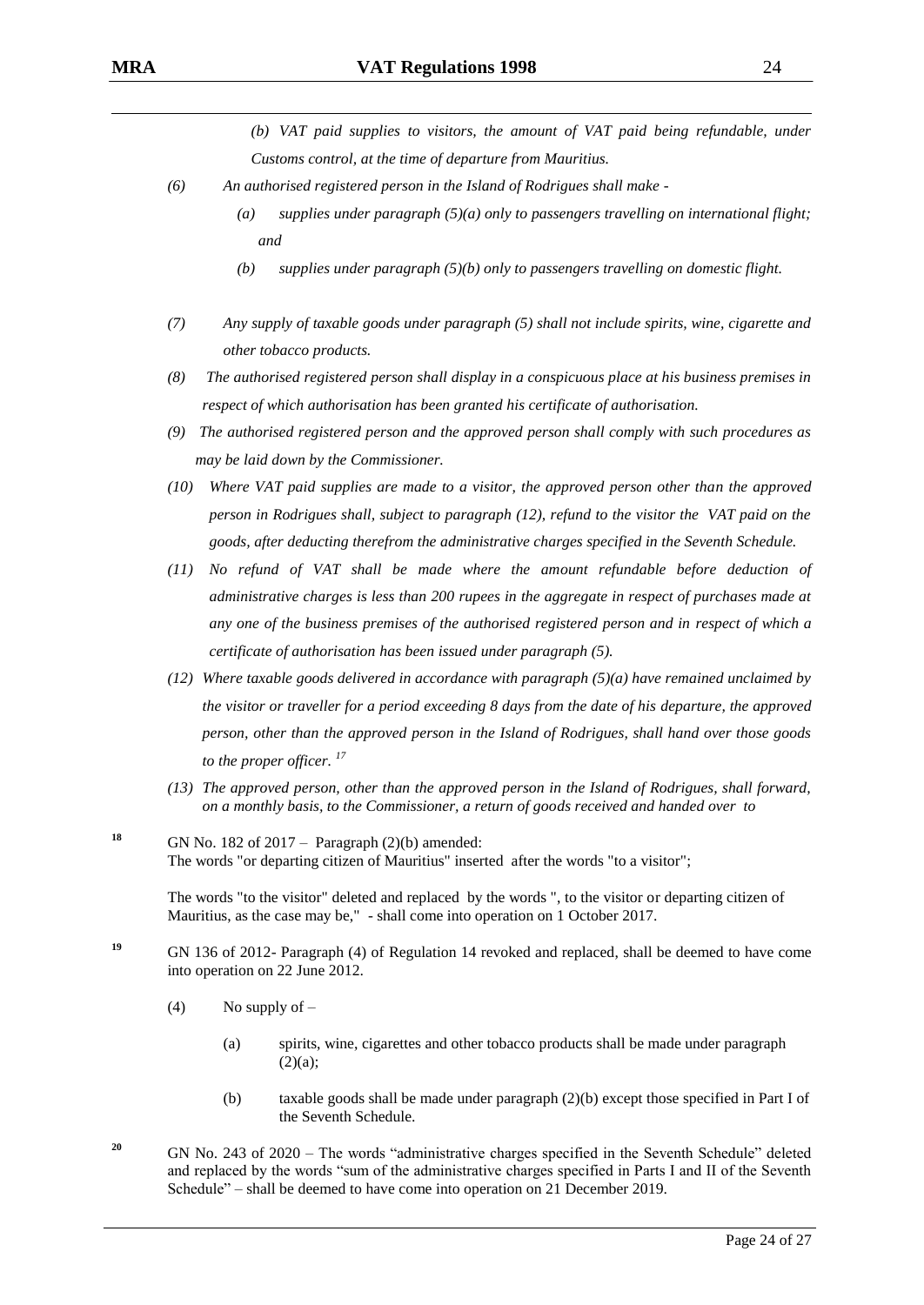*(b) VAT paid supplies to visitors, the amount of VAT paid being refundable, under Customs control, at the time of departure from Mauritius.*

*(6) An authorised registered person in the Island of Rodrigues shall make -*

*(a) supplies under paragraph (5)(a) only to passengers travelling on international flight; and*

*(b) supplies under paragraph (5)(b) only to passengers travelling on domestic flight.*

*(7) Any supply of taxable goods under paragraph (5) shall not include spirits, wine, cigarette and other tobacco products.*

*(8) The authorised registered person shall display in a conspicuous place at his business premises in respect of which authorisation has been granted his certificate of authorisation.*

*(9) The authorised registered person and the approved person shall comply with such procedures as may be laid down by the Commissioner.*

*(10) Where VAT paid supplies are made to a visitor, the approved person other than the approved person in Rodrigues shall, subject to paragraph (12), refund to the visitor the VAT paid on the goods, after deducting therefrom the administrative charges specified in the Seventh Schedule.*

*(11) No refund of VAT shall be made where the amount refundable before deduction of administrative charges is less than 200 rupees in the aggregate in respect of purchases made at any one of the business premises of the authorised registered person and in respect of which a certificate of authorisation has been issued under paragraph (5).*

*(12) Where taxable goods delivered in accordance with paragraph (5)(a) have remained unclaimed by the visitor or traveller for a period exceeding 8 days from the date of his departure, the approved person, other than the approved person in the Island of Rodrigues, shall hand over those goods to the proper officer.* [17]

*(13) The approved person, other than the approved person in the Island of Rodrigues, shall forward, on a monthly basis, to the Commissioner, a return of goods received and handed over to*

---

[18] GN No. 182 of 2017 – Paragraph (2)(b) amended:
The words "or departing citizen of Mauritius" inserted after the words "to a visitor";

The words "to the visitor" deleted and replaced by the words ", to the visitor or departing citizen of Mauritius, as the case may be," - shall come into operation on 1 October 2017.

[19] GN 136 of 2012- Paragraph (4) of Regulation 14 revoked and replaced, shall be deemed to have come into operation on 22 June 2012.

(4) No supply of –

(a) spirits, wine, cigarettes and other tobacco products shall be made under paragraph (2)(a);

(b) taxable goods shall be made under paragraph (2)(b) except those specified in Part I of the Seventh Schedule.

[20] GN No. 243 of 2020 – The words "administrative charges specified in the Seventh Schedule" deleted and replaced by the words "sum of the administrative charges specified in Parts I and II of the Seventh Schedule" – shall be deemed to have come into operation on 21 December 2019.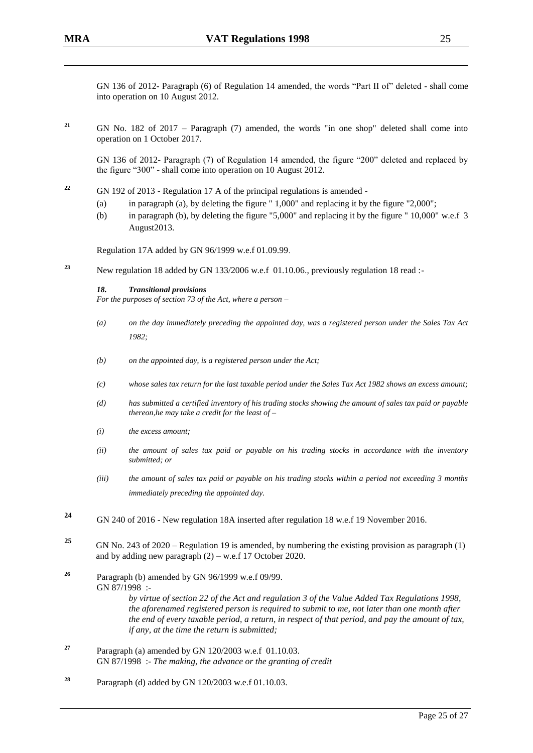GN 136 of 2012- Paragraph (6) of Regulation 14 amended, the words "Part II of" deleted - shall come into operation on 10 August 2012.

[21] GN No. 182 of 2017 – Paragraph (7) amended, the words "in one shop" deleted shall come into operation on 1 October 2017.

GN 136 of 2012- Paragraph (7) of Regulation 14 amended, the figure "200" deleted and replaced by the figure "300" - shall come into operation on 10 August 2012.

[22] GN 192 of 2013 - Regulation 17 A of the principal regulations is amended -

(a) in paragraph (a), by deleting the figure " 1,000" and replacing it by the figure "2,000";

(b) in paragraph (b), by deleting the figure "5,000" and replacing it by the figure " 10,000" w.e.f 3 August2013.

Regulation 17A added by GN 96/1999 w.e.f 01.09.99.

[23] New regulation 18 added by GN 133/2006 w.e.f 01.10.06., previously regulation 18 read :-

***18. Transitional provisions***

*For the purposes of section 73 of the Act, where a person –*

*(a) on the day immediately preceding the appointed day, was a registered person under the Sales Tax Act 1982;*

*(b) on the appointed day, is a registered person under the Act;*

*(c) whose sales tax return for the last taxable period under the Sales Tax Act 1982 shows an excess amount;*

*(d) has submitted a certified inventory of his trading stocks showing the amount of sales tax paid or payable thereon,he may take a credit for the least of –*

*(i) the excess amount;*

*(ii) the amount of sales tax paid or payable on his trading stocks in accordance with the inventory submitted; or*

*(iii) the amount of sales tax paid or payable on his trading stocks within a period not exceeding 3 months immediately preceding the appointed day.*

[24] GN 240 of 2016 - New regulation 18A inserted after regulation 18 w.e.f 19 November 2016.

[25] GN No. 243 of 2020 – Regulation 19 is amended, by numbering the existing provision as paragraph (1) and by adding new paragraph (2) – w.e.f 17 October 2020.

[26] Paragraph (b) amended by GN 96/1999 w.e.f 09/99.
GN 87/1998 :-

*by virtue of section 22 of the Act and regulation 3 of the Value Added Tax Regulations 1998, the aforenamed registered person is required to submit to me, not later than one month after the end of every taxable period, a return, in respect of that period, and pay the amount of tax, if any, at the time the return is submitted;*

[27] Paragraph (a) amended by GN 120/2003 w.e.f 01.10.03.
GN 87/1998 :- *The making, the advance or the granting of credit*

[28] Paragraph (d) added by GN 120/2003 w.e.f 01.10.03.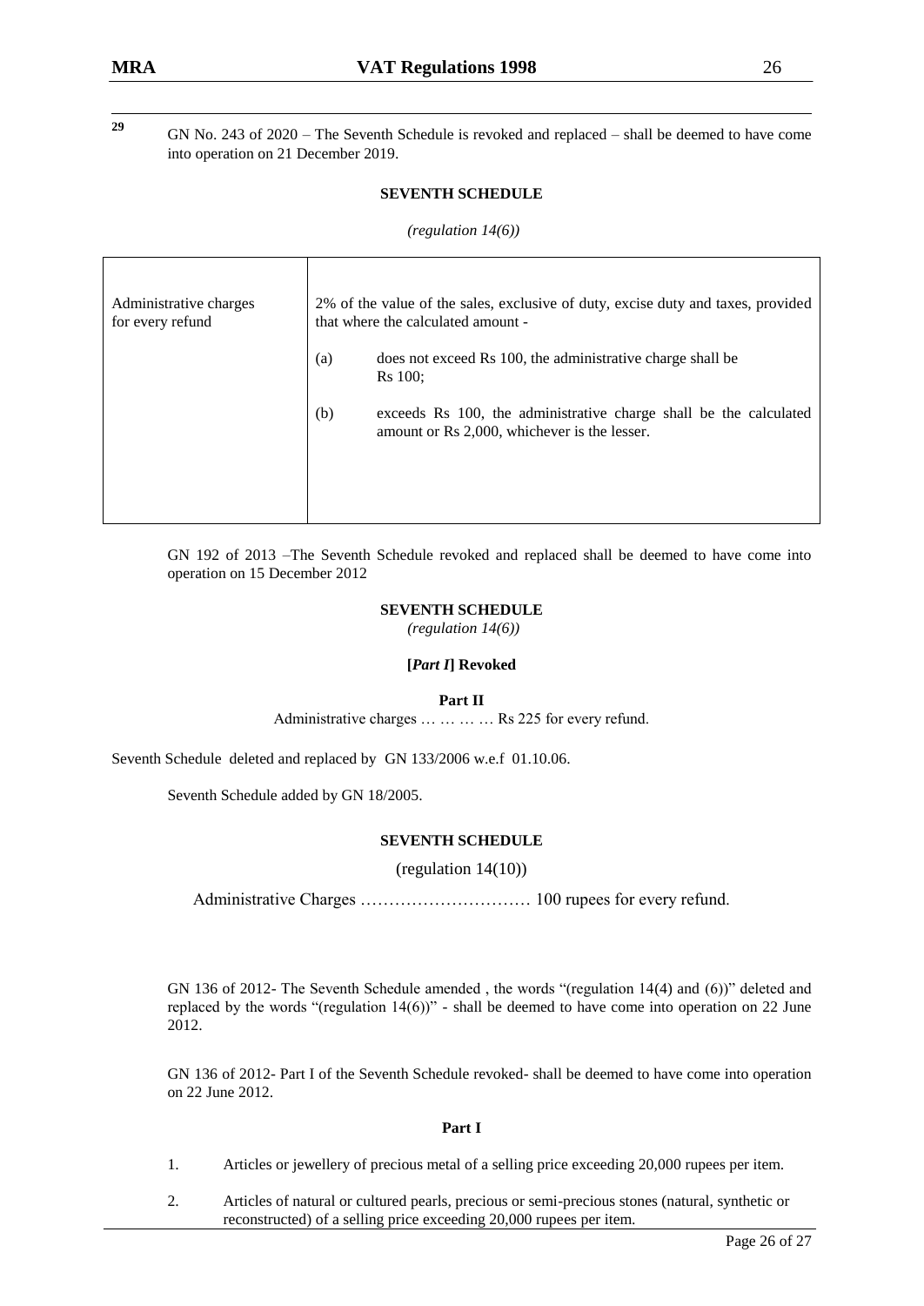[29] GN No. 243 of 2020 – The Seventh Schedule is revoked and replaced – shall be deemed to have come into operation on 21 December 2019.

**SEVENTH SCHEDULE**

*(regulation 14(6))*

| Administrative charges for every refund | 2% of the value of the sales, exclusive of duty, excise duty and taxes, provided that where the calculated amount -<br>(a) does not exceed Rs 100, the administrative charge shall be Rs 100;<br>(b) exceeds Rs 100, the administrative charge shall be the calculated amount or Rs 2,000, whichever is the lesser. |
|---|---|

GN 192 of 2013 –The Seventh Schedule revoked and replaced shall be deemed to have come into operation on 15 December 2012

**SEVENTH SCHEDULE**

*(regulation 14(6))*

**[*Part I*] Revoked**

**Part II**

Administrative charges … … … … Rs 225 for every refund.

Seventh Schedule deleted and replaced by GN 133/2006 w.e.f 01.10.06.

Seventh Schedule added by GN 18/2005.

**SEVENTH SCHEDULE**

(regulation 14(10))

Administrative Charges ………………………… 100 rupees for every refund.

GN 136 of 2012- The Seventh Schedule amended , the words "(regulation 14(4) and (6))" deleted and replaced by the words "(regulation 14(6))" - shall be deemed to have come into operation on 22 June 2012.

GN 136 of 2012- Part I of the Seventh Schedule revoked- shall be deemed to have come into operation on 22 June 2012.

**Part I**

1. Articles or jewellery of precious metal of a selling price exceeding 20,000 rupees per item.
2. Articles of natural or cultured pearls, precious or semi-precious stones (natural, synthetic or reconstructed) of a selling price exceeding 20,000 rupees per item.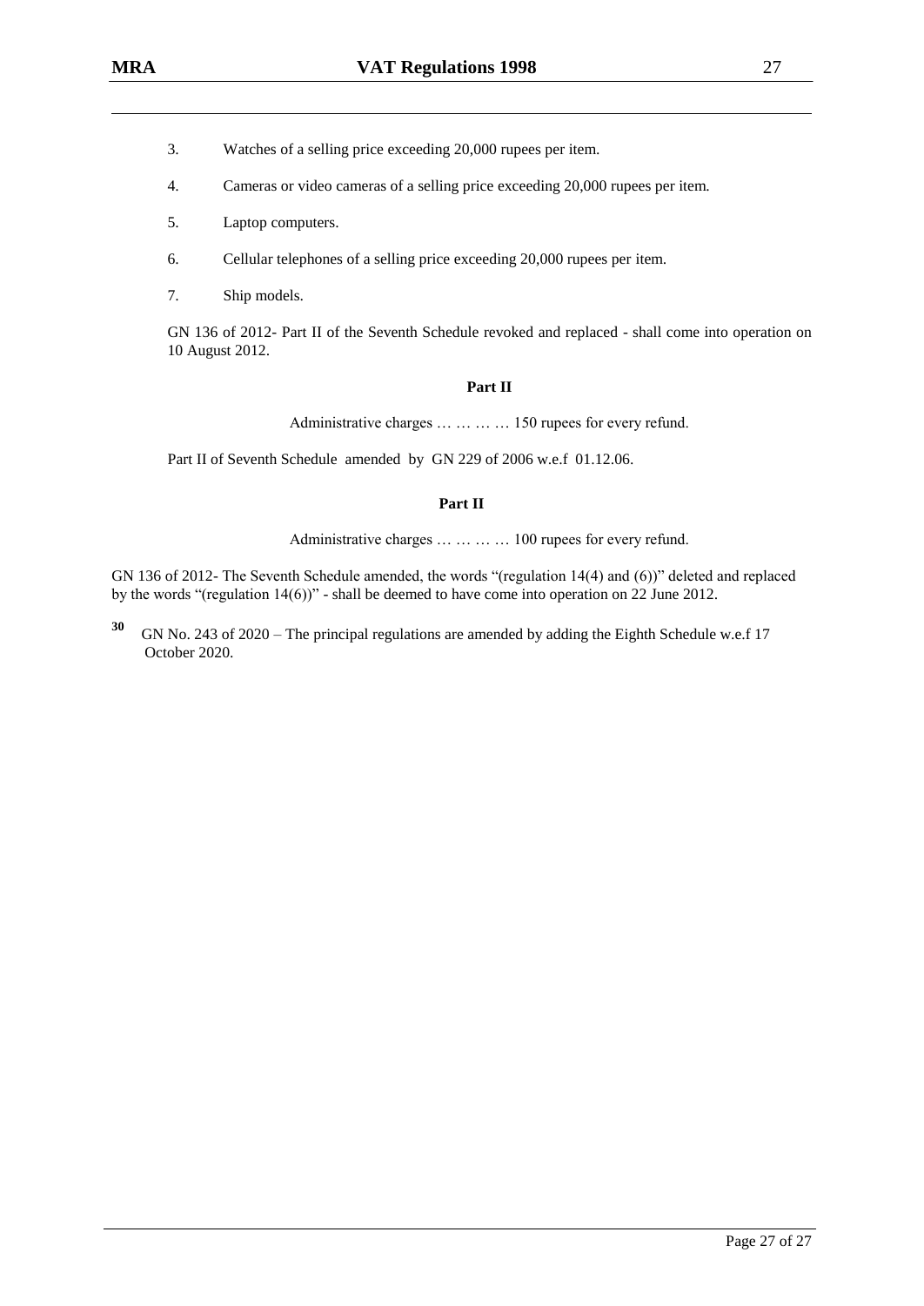3. Watches of a selling price exceeding 20,000 rupees per item.

4. Cameras or video cameras of a selling price exceeding 20,000 rupees per item.

5. Laptop computers.

6. Cellular telephones of a selling price exceeding 20,000 rupees per item.

7. Ship models.

GN 136 of 2012- Part II of the Seventh Schedule revoked and replaced - shall come into operation on 10 August 2012.

**Part II**

Administrative charges … … … … 150 rupees for every refund.

Part II of Seventh Schedule amended by GN 229 of 2006 w.e.f 01.12.06.

**Part II**

Administrative charges … … … … 100 rupees for every refund.

GN 136 of 2012- The Seventh Schedule amended, the words "(regulation 14(4) and (6))" deleted and replaced by the words "(regulation 14(6))" - shall be deemed to have come into operation on 22 June 2012.

[30] GN No. 243 of 2020 – The principal regulations are amended by adding the Eighth Schedule w.e.f 17 October 2020.